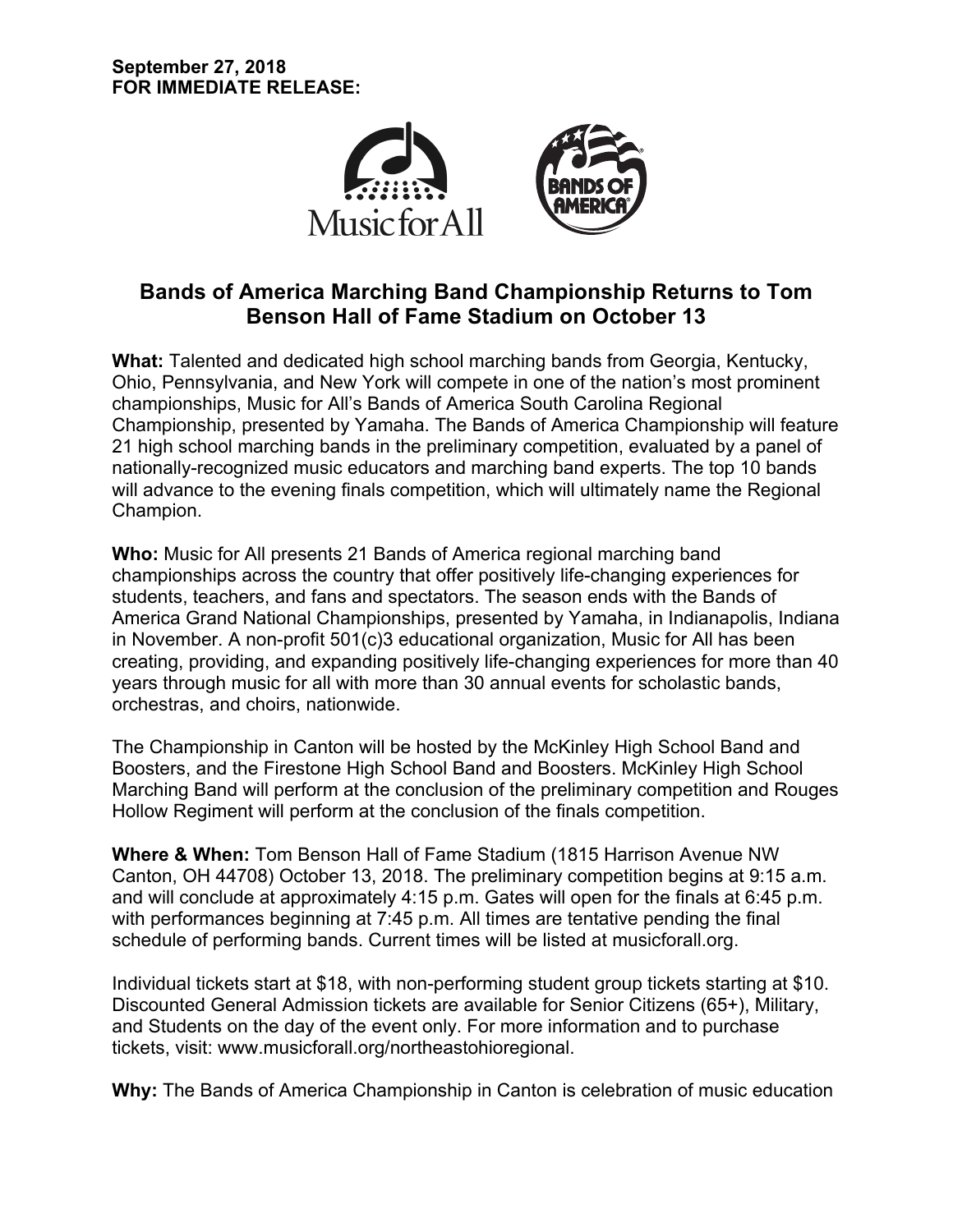**September 27, 2018**
**FOR IMMEDIATE RELEASE:**

# Bands of America Marching Band Championship Returns to Tom Benson Hall of Fame Stadium on October 13

**What:** Talented and dedicated high school marching bands from Georgia, Kentucky, Ohio, Pennsylvania, and New York will compete in one of the nation's most prominent championships, Music for All's Bands of America South Carolina Regional Championship, presented by Yamaha. The Bands of America Championship will feature 21 high school marching bands in the preliminary competition, evaluated by a panel of nationally-recognized music educators and marching band experts. The top 10 bands will advance to the evening finals competition, which will ultimately name the Regional Champion.

**Who:** Music for All presents 21 Bands of America regional marching band championships across the country that offer positively life-changing experiences for students, teachers, and fans and spectators. The season ends with the Bands of America Grand National Championships, presented by Yamaha, in Indianapolis, Indiana in November. A non-profit 501(c)3 educational organization, Music for All has been creating, providing, and expanding positively life-changing experiences for more than 40 years through music for all with more than 30 annual events for scholastic bands, orchestras, and choirs, nationwide.

The Championship in Canton will be hosted by the McKinley High School Band and Boosters, and the Firestone High School Band and Boosters. McKinley High School Marching Band will perform at the conclusion of the preliminary competition and Rouges Hollow Regiment will perform at the conclusion of the finals competition.

**Where & When:** Tom Benson Hall of Fame Stadium (1815 Harrison Avenue NW Canton, OH 44708) October 13, 2018. The preliminary competition begins at 9:15 a.m. and will conclude at approximately 4:15 p.m. Gates will open for the finals at 6:45 p.m. with performances beginning at 7:45 p.m. All times are tentative pending the final schedule of performing bands. Current times will be listed at musicforall.org.

Individual tickets start at $18, with non-performing student group tickets starting at $10. Discounted General Admission tickets are available for Senior Citizens (65+), Military, and Students on the day of the event only. For more information and to purchase tickets, visit: www.musicforall.org/northeastohioregional.

**Why:** The Bands of America Championship in Canton is celebration of music education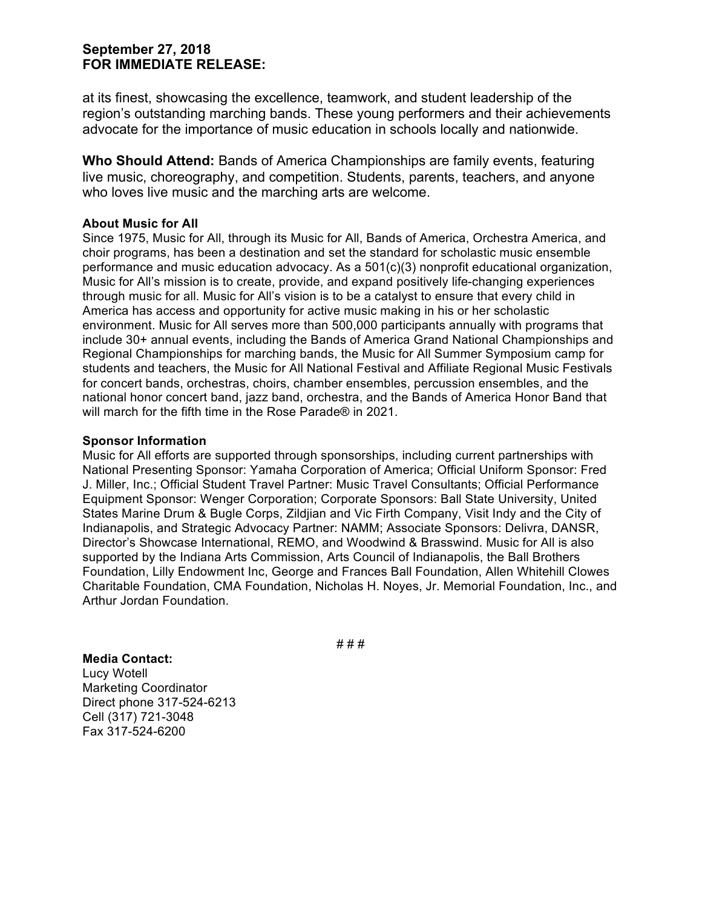at its finest, showcasing the excellence, teamwork, and student leadership of the region's outstanding marching bands. These young performers and their achievements advocate for the importance of music education in schools locally and nationwide.

**Who Should Attend:** Bands of America Championships are family events, featuring live music, choreography, and competition. Students, parents, teachers, and anyone who loves live music and the marching arts are welcome.

**About Music for All**

Since 1975, Music for All, through its Music for All, Bands of America, Orchestra America, and choir programs, has been a destination and set the standard for scholastic music ensemble performance and music education advocacy. As a 501(c)(3) nonprofit educational organization, Music for All's mission is to create, provide, and expand positively life-changing experiences through music for all. Music for All's vision is to be a catalyst to ensure that every child in America has access and opportunity for active music making in his or her scholastic environment. Music for All serves more than 500,000 participants annually with programs that include 30+ annual events, including the Bands of America Grand National Championships and Regional Championships for marching bands, the Music for All Summer Symposium camp for students and teachers, the Music for All National Festival and Affiliate Regional Music Festivals for concert bands, orchestras, choirs, chamber ensembles, percussion ensembles, and the national honor concert band, jazz band, orchestra, and the Bands of America Honor Band that will march for the fifth time in the Rose Parade® in 2021.

**Sponsor Information**

Music for All efforts are supported through sponsorships, including current partnerships with National Presenting Sponsor: Yamaha Corporation of America; Official Uniform Sponsor: Fred J. Miller, Inc.; Official Student Travel Partner: Music Travel Consultants; Official Performance Equipment Sponsor: Wenger Corporation; Corporate Sponsors: Ball State University, United States Marine Drum & Bugle Corps, Zildjian and Vic Firth Company, Visit Indy and the City of Indianapolis, and Strategic Advocacy Partner: NAMM; Associate Sponsors: Delivra, DANSR, Director's Showcase International, REMO, and Woodwind & Brasswind. Music for All is also supported by the Indiana Arts Commission, Arts Council of Indianapolis, the Ball Brothers Foundation, Lilly Endowment Inc, George and Frances Ball Foundation, Allen Whitehill Clowes Charitable Foundation, CMA Foundation, Nicholas H. Noyes, Jr. Memorial Foundation, Inc., and Arthur Jordan Foundation.

# # #

**Media Contact:**
Lucy Wotell
Marketing Coordinator
Direct phone 317-524-6213
Cell (317) 721-3048
Fax 317-524-6200